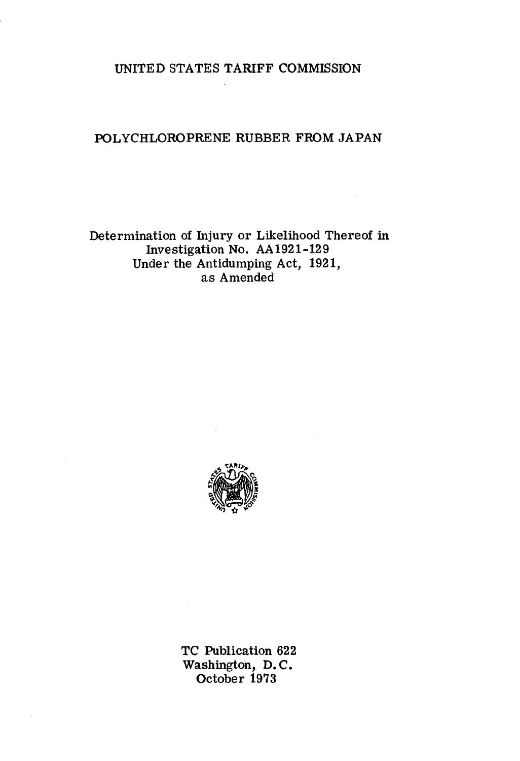# UNITED STATES TARIFF COMMISSION

## POLYCHLOROPRENE RUBBER FROM JAPAN

Determination of Injury or Likelihood Thereof in Investigation No. AA1921-129 Under the Antidumping Act, 1921, as Amended

TC Publication 622
Washington, D.C.
October 1973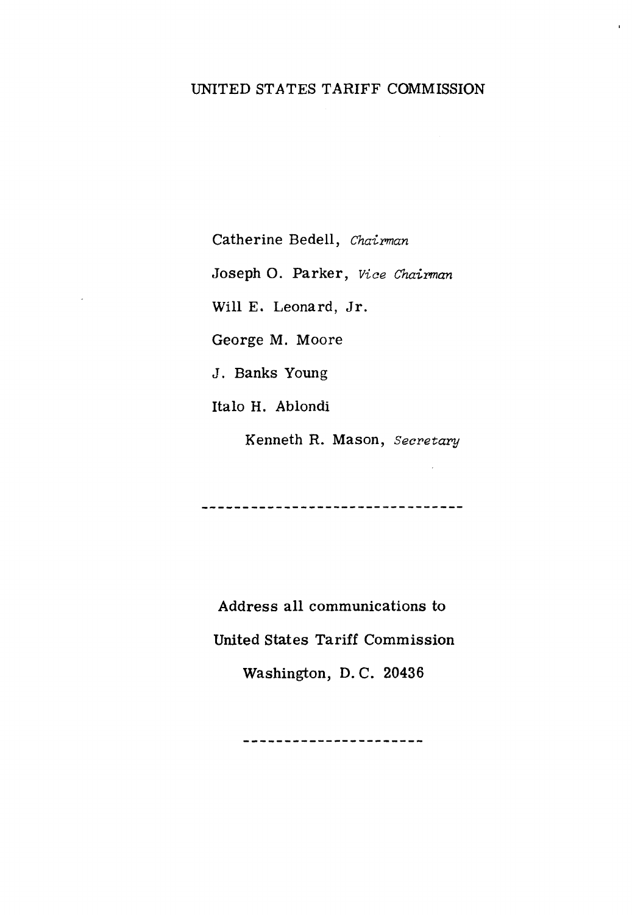UNITED STATES TARIFF COMMISSION

Catherine Bedell, *Chairman*

Joseph O. Parker, *Vice Chairman*

Will E. Leonard, Jr.

George M. Moore

J. Banks Young

Italo H. Ablondi

Kenneth R. Mason, *Secretary*

---

Address all communications to

United States Tariff Commission

Washington, D. C. 20436

---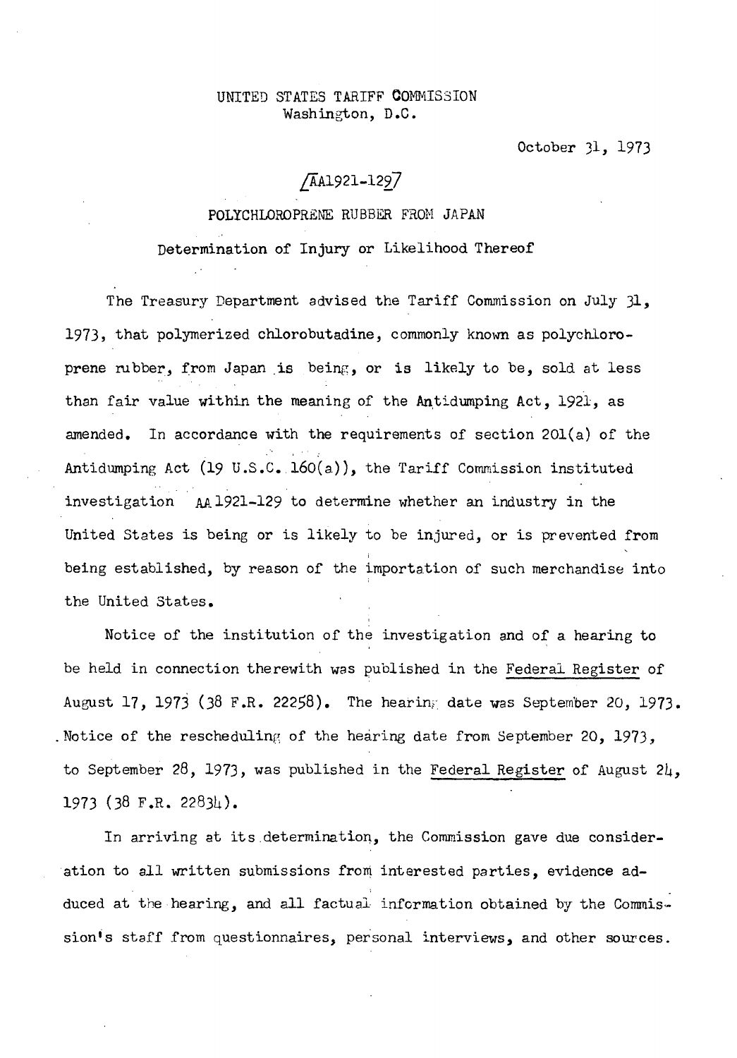UNITED STATES TARIFF COMMISSION
Washington, D.C.

October 31, 1973

[AA1921-129]

POLYCHLOROPRENE RUBBER FROM JAPAN

Determination of Injury or Likelihood Thereof

The Treasury Department advised the Tariff Commission on July 31, 1973, that polymerized chlorobutadine, commonly known as polychloroprene rubber, from Japan is being, or is likely to be, sold at less than fair value within the meaning of the Antidumping Act, 1921, as amended. In accordance with the requirements of section 201(a) of the Antidumping Act (19 U.S.C. 160(a)), the Tariff Commission instituted investigation AA1921-129 to determine whether an industry in the United States is being or is likely to be injured, or is prevented from being established, by reason of the importation of such merchandise into the United States.

Notice of the institution of the investigation and of a hearing to be held in connection therewith was published in the Federal Register of August 17, 1973 (38 F.R. 22258). The hearing date was September 20, 1973. Notice of the rescheduling of the hearing date from September 20, 1973, to September 28, 1973, was published in the Federal Register of August 24, 1973 (38 F.R. 22834).

In arriving at its determination, the Commission gave due consideration to all written submissions from interested parties, evidence adduced at the hearing, and all factual information obtained by the Commission's staff from questionnaires, personal interviews, and other sources.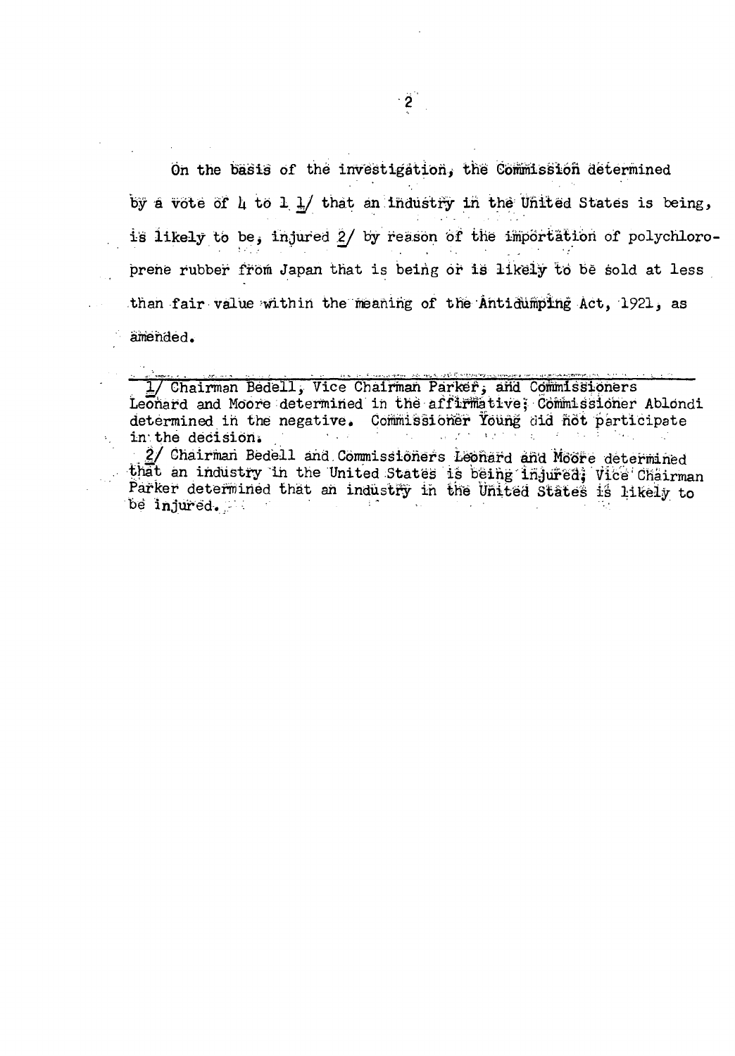On the basis of the investigation, the Commission determined by a vote of 4 to 1 1/ that an industry in the United States is being, is likely to be, injured 2/ by reason of the importation of polychloroprene rubber from Japan that is being or is likely to be sold at less than fair value within the meaning of the Antidumping Act, 1921, as amended.

---

1/ Chairman Bedell, Vice Chairman Parker, and Commissioners Leonard and Moore determined in the affirmative; Commissioner Ablondi determined in the negative. Commissioner Young did not participate in the decision.

2/ Chairman Bedell and Commissioners Leonard and Moore determined that an industry in the United States is being injured; Vice Chairman Parker determined that an industry in the United States is likely to be injured.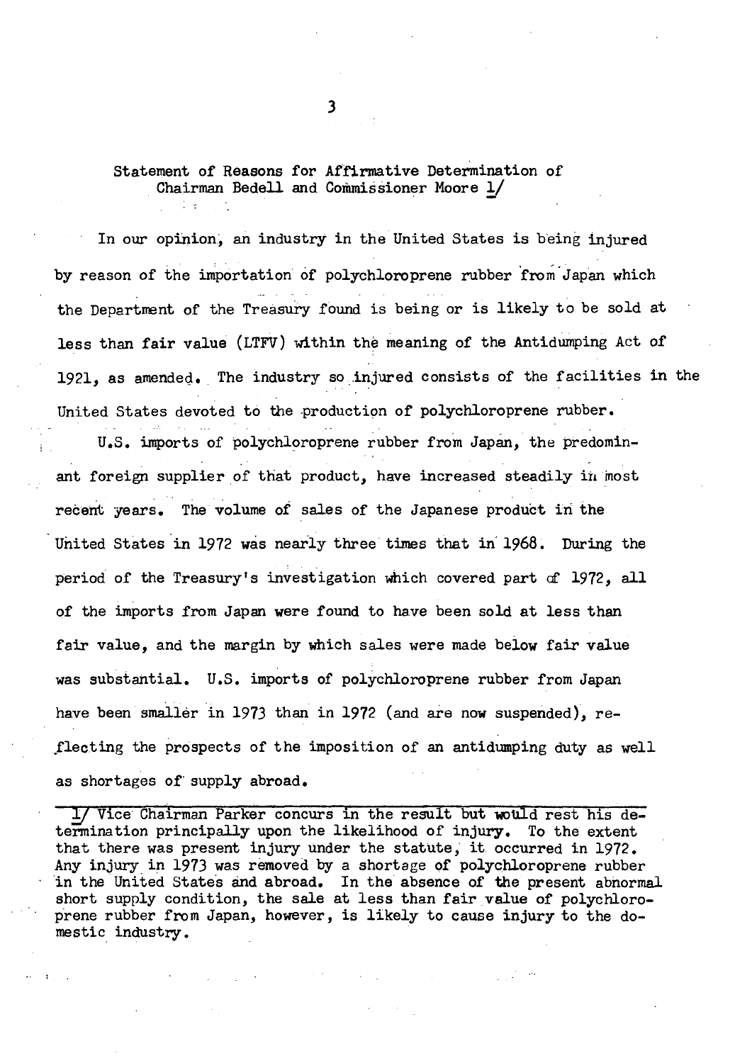## Statement of Reasons for Affirmative Determination of Chairman Bedell and Commissioner Moore [1]

In our opinion, an industry in the United States is being injured by reason of the importation of polychloroprene rubber from Japan which the Department of the Treasury found is being or is likely to be sold at less than fair value (LTFV) within the meaning of the Antidumping Act of 1921, as amended. The industry so injured consists of the facilities in the United States devoted to the production of polychloroprene rubber.

U.S. imports of polychloroprene rubber from Japan, the predominant foreign supplier of that product, have increased steadily in most recent years. The volume of sales of the Japanese product in the United States in 1972 was nearly three times that in 1968. During the period of the Treasury's investigation which covered part of 1972, all of the imports from Japan were found to have been sold at less than fair value, and the margin by which sales were made below fair value was substantial. U.S. imports of polychloroprene rubber from Japan have been smaller in 1973 than in 1972 (and are now suspended), reflecting the prospects of the imposition of an antidumping duty as well as shortages of supply abroad.

---

1/ Vice Chairman Parker concurs in the result but would rest his determination principally upon the likelihood of injury. To the extent that there was present injury under the statute, it occurred in 1972. Any injury in 1973 was removed by a shortage of polychloroprene rubber in the United States and abroad. In the absence of the present abnormal short supply condition, the sale at less than fair value of polychloroprene rubber from Japan, however, is likely to cause injury to the domestic industry.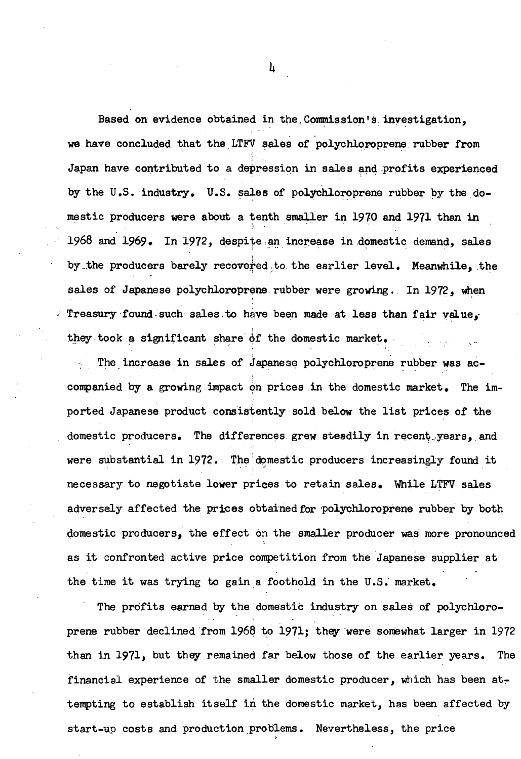Based on evidence obtained in the Commission's investigation, we have concluded that the LTFV sales of polychloroprene rubber from Japan have contributed to a depression in sales and profits experienced by the U.S. industry. U.S. sales of polychloroprene rubber by the domestic producers were about a tenth smaller in 1970 and 1971 than in 1968 and 1969. In 1972, despite an increase in domestic demand, sales by the producers barely recovered to the earlier level. Meanwhile, the sales of Japanese polychloroprene rubber were growing. In 1972, when Treasury found such sales to have been made at less than fair value, they took a significant share of the domestic market.

The increase in sales of Japanese polychloroprene rubber was accompanied by a growing impact on prices in the domestic market. The imported Japanese product consistently sold below the list prices of the domestic producers. The differences grew steadily in recent years, and were substantial in 1972. The domestic producers increasingly found it necessary to negotiate lower prices to retain sales. While LTFV sales adversely affected the prices obtained for polychloroprene rubber by both domestic producers, the effect on the smaller producer was more pronounced as it confronted active price competition from the Japanese supplier at the time it was trying to gain a foothold in the U.S. market.

The profits earned by the domestic industry on sales of polychloroprene rubber declined from 1968 to 1971; they were somewhat larger in 1972 than in 1971, but they remained far below those of the earlier years. The financial experience of the smaller domestic producer, which has been attempting to establish itself in the domestic market, has been affected by start-up costs and production problems. Nevertheless, the price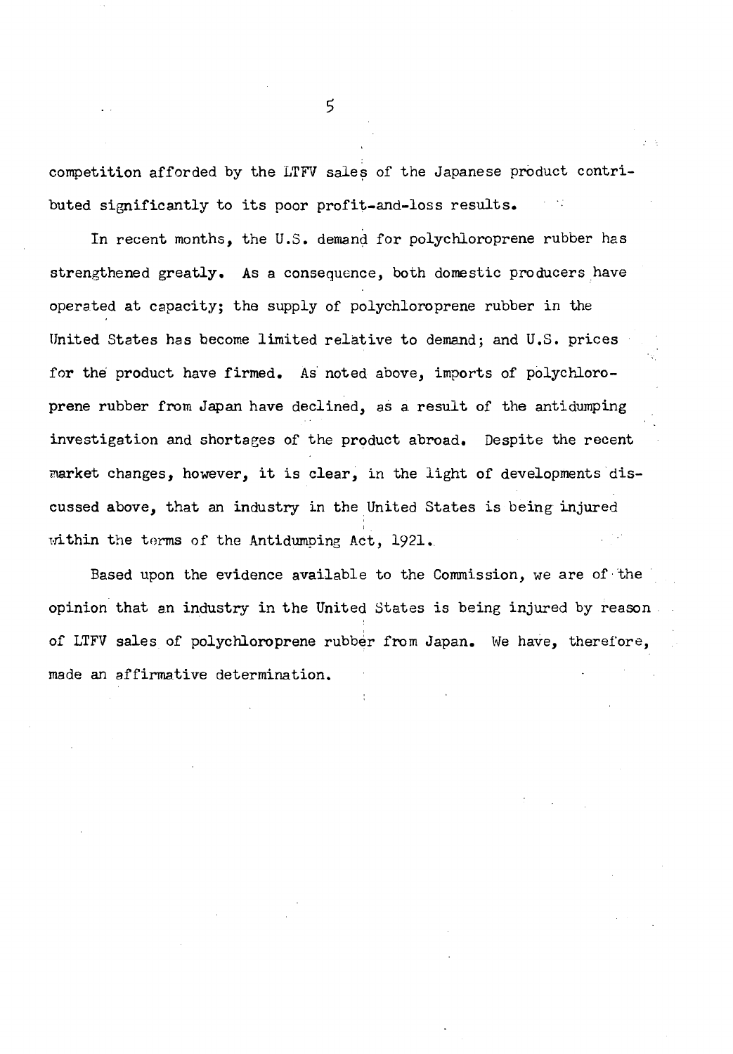competition afforded by the LTFV sales of the Japanese product contributed significantly to its poor profit-and-loss results.

In recent months, the U.S. demand for polychloroprene rubber has strengthened greatly. As a consequence, both domestic producers have operated at capacity; the supply of polychloroprene rubber in the United States has become limited relative to demand; and U.S. prices for the product have firmed. As noted above, imports of polychloroprene rubber from Japan have declined, as a result of the antidumping investigation and shortages of the product abroad. Despite the recent market changes, however, it is clear, in the light of developments discussed above, that an industry in the United States is being injured within the terms of the Antidumping Act, 1921.

Based upon the evidence available to the Commission, we are of the opinion that an industry in the United States is being injured by reason of LTFV sales of polychloroprene rubber from Japan. We have, therefore, made an affirmative determination.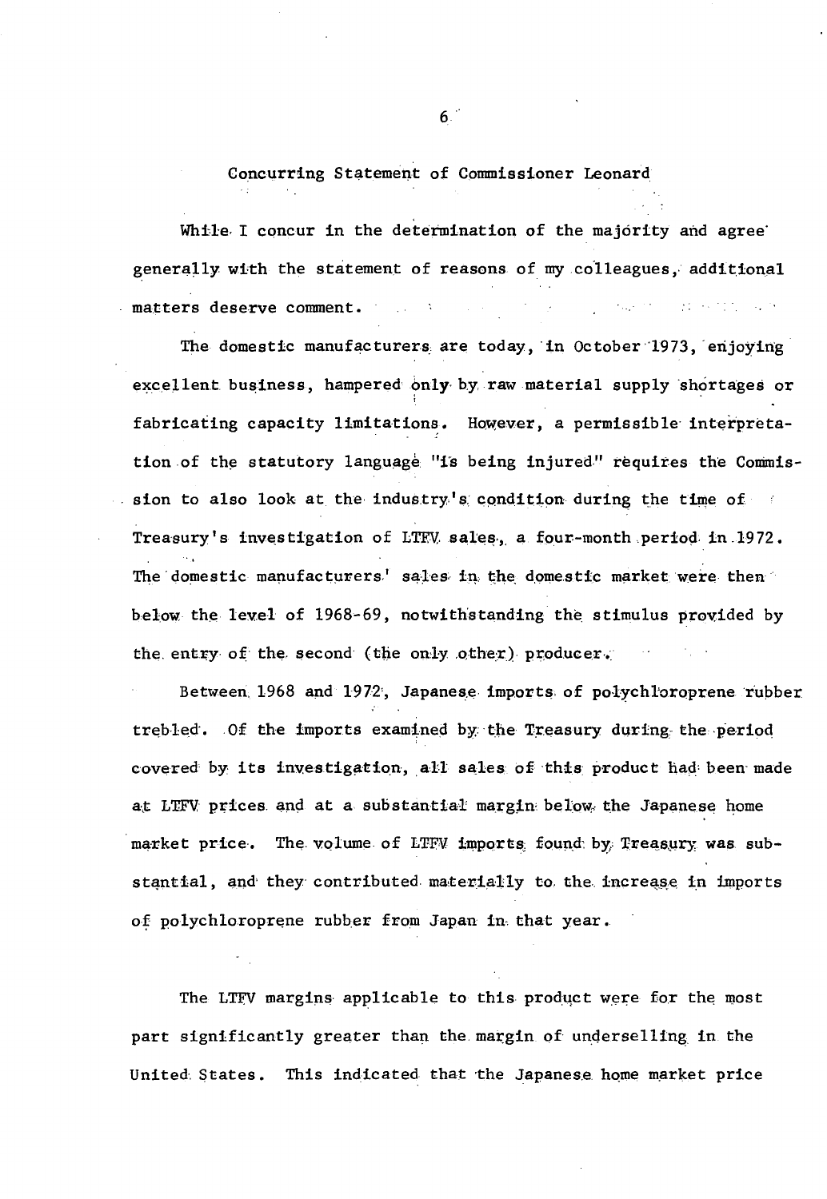## Concurring Statement of Commissioner Leonard

While I concur in the determination of the majority and agree generally with the statement of reasons of my colleagues, additional matters deserve comment.

The domestic manufacturers are today, in October 1973, enjoying excellent business, hampered only by raw material supply shortages or fabricating capacity limitations. However, a permissible interpretation of the statutory language "is being injured" requires the Commission to also look at the industry's condition during the time of Treasury's investigation of LTFV sales, a four-month period in 1972. The domestic manufacturers' sales in the domestic market were then below the level of 1968-69, notwithstanding the stimulus provided by the entry of the second (the only other) producer.

Between 1968 and 1972, Japanese imports of polychloroprene rubber trebled. Of the imports examined by the Treasury during the period covered by its investigation, all sales of this product had been made at LTFV prices and at a substantial margin below the Japanese home market price. The volume of LTFV imports found by Treasury was substantial, and they contributed materially to the increase in imports of polychloroprene rubber from Japan in that year.

The LTFV margins applicable to this product were for the most part significantly greater than the margin of underselling in the United States. This indicated that the Japanese home market price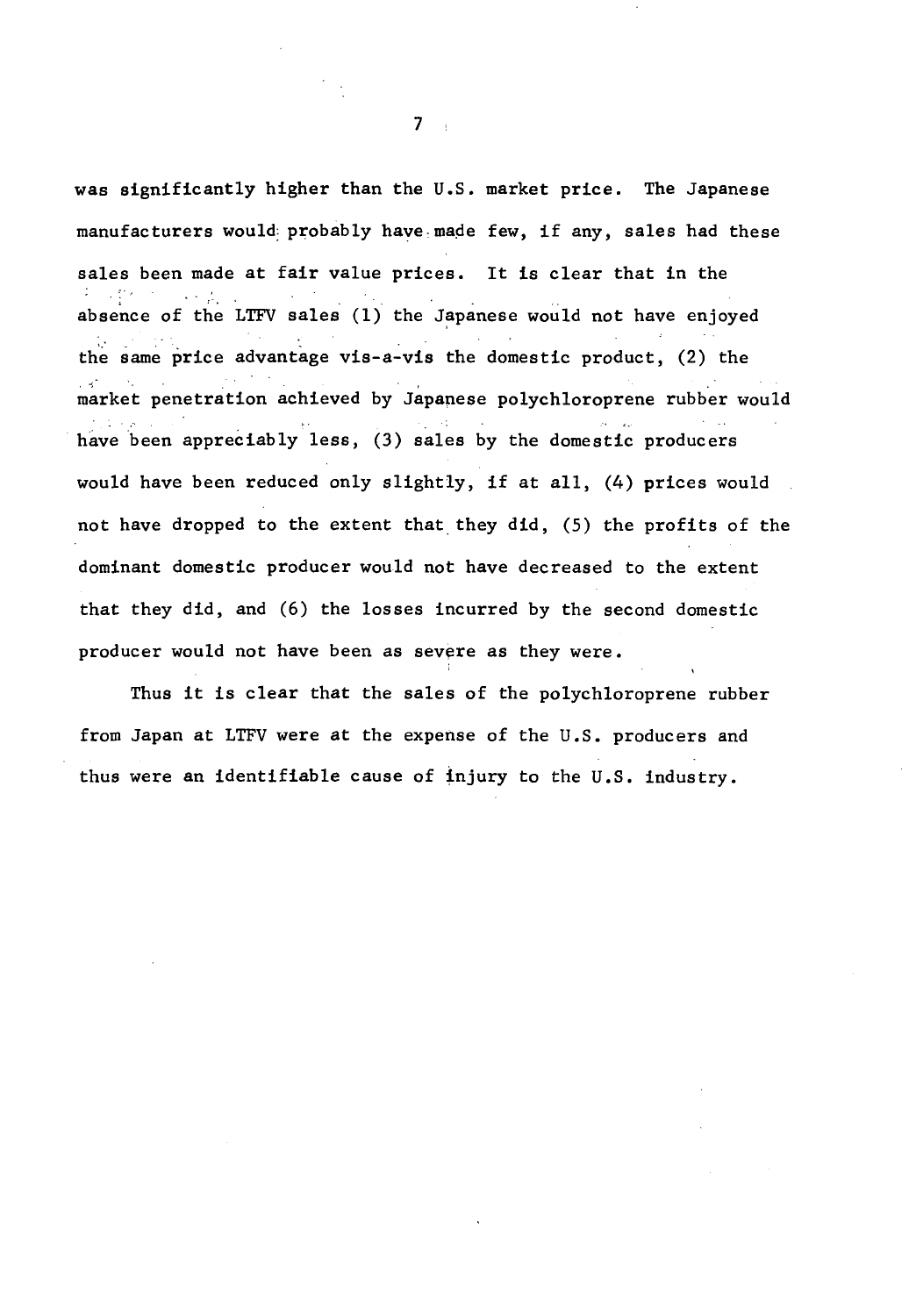was significantly higher than the U.S. market price. The Japanese manufacturers would probably have made few, if any, sales had these sales been made at fair value prices. It is clear that in the absence of the LTFV sales (1) the Japanese would not have enjoyed the same price advantage vis-a-vis the domestic product, (2) the market penetration achieved by Japanese polychloroprene rubber would have been appreciably less, (3) sales by the domestic producers would have been reduced only slightly, if at all, (4) prices would not have dropped to the extent that they did, (5) the profits of the dominant domestic producer would not have decreased to the extent that they did, and (6) the losses incurred by the second domestic producer would not have been as severe as they were.

Thus it is clear that the sales of the polychloroprene rubber from Japan at LTFV were at the expense of the U.S. producers and thus were an identifiable cause of injury to the U.S. industry.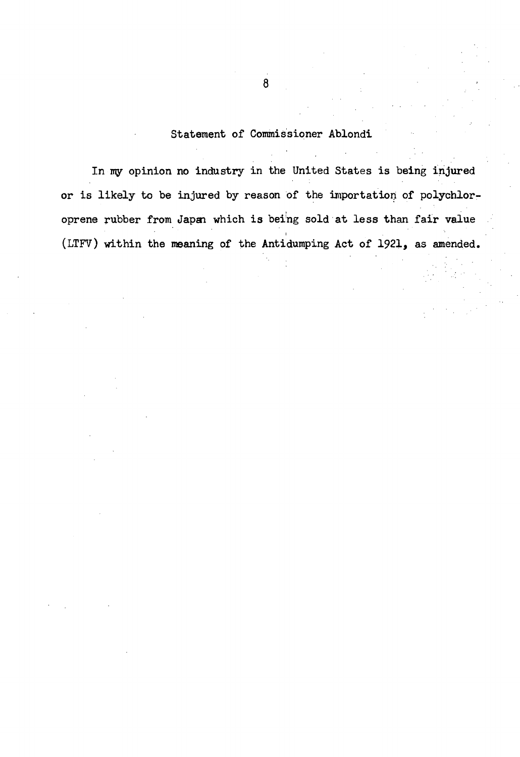## Statement of Commissioner Ablondi

In my opinion no industry in the United States is being injured or is likely to be injured by reason of the importation of polychloroprene rubber from Japan which is being sold at less than fair value (LTFV) within the meaning of the Antidumping Act of 1921, as amended.